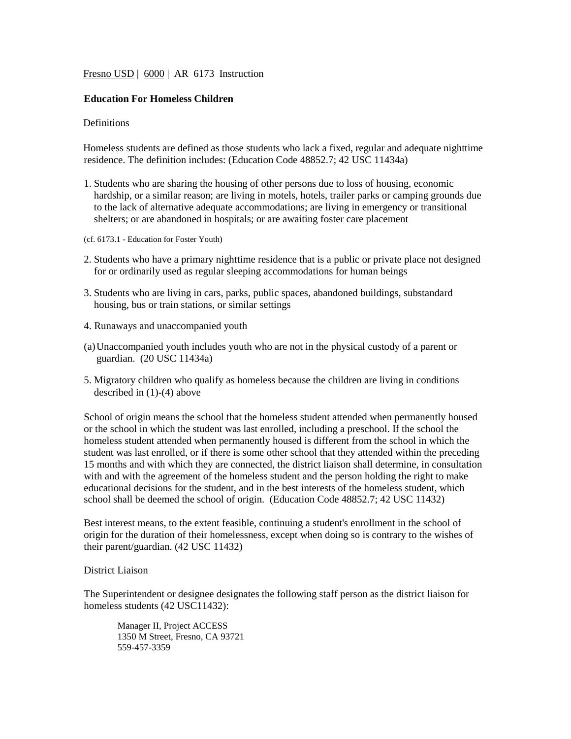Fresno USD | 6000 | AR 6173 Instruction

## Education For Homeless Children

### Definitions

Homeless students are defined as those students who lack a fixed, regular and adequate nighttime residence. The definition includes: (Education Code 48852.7; 42 USC 11434a)

1. Students who are sharing the housing of other persons due to loss of housing, economic hardship, or a similar reason; are living in motels, hotels, trailer parks or camping grounds due to the lack of alternative adequate accommodations; are living in emergency or transitional shelters; or are abandoned in hospitals; or are awaiting foster care placement

(cf. 6173.1 - Education for Foster Youth)

2. Students who have a primary nighttime residence that is a public or private place not designed for or ordinarily used as regular sleeping accommodations for human beings

3. Students who are living in cars, parks, public spaces, abandoned buildings, substandard housing, bus or train stations, or similar settings

4. Runaways and unaccompanied youth

(a) Unaccompanied youth includes youth who are not in the physical custody of a parent or guardian. (20 USC 11434a)

5. Migratory children who qualify as homeless because the children are living in conditions described in (1)-(4) above

School of origin means the school that the homeless student attended when permanently housed or the school in which the student was last enrolled, including a preschool. If the school the homeless student attended when permanently housed is different from the school in which the student was last enrolled, or if there is some other school that they attended within the preceding 15 months and with which they are connected, the district liaison shall determine, in consultation with and with the agreement of the homeless student and the person holding the right to make educational decisions for the student, and in the best interests of the homeless student, which school shall be deemed the school of origin. (Education Code 48852.7; 42 USC 11432)

Best interest means, to the extent feasible, continuing a student's enrollment in the school of origin for the duration of their homelessness, except when doing so is contrary to the wishes of their parent/guardian. (42 USC 11432)

### District Liaison

The Superintendent or designee designates the following staff person as the district liaison for homeless students (42 USC11432):

Manager II, Project ACCESS
1350 M Street, Fresno, CA 93721
559-457-3359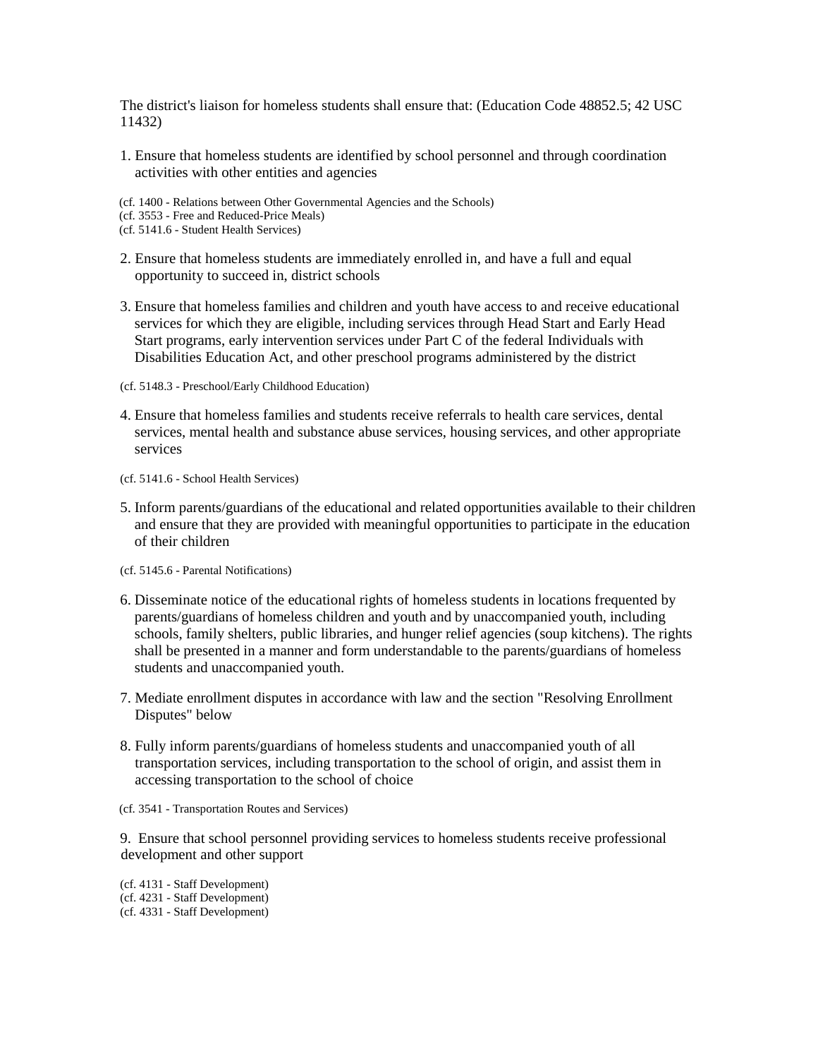The district's liaison for homeless students shall ensure that: (Education Code 48852.5; 42 USC 11432)

1. Ensure that homeless students are identified by school personnel and through coordination activities with other entities and agencies

(cf. 1400 - Relations between Other Governmental Agencies and the Schools)
(cf. 3553 - Free and Reduced-Price Meals)
(cf. 5141.6 - Student Health Services)

2. Ensure that homeless students are immediately enrolled in, and have a full and equal opportunity to succeed in, district schools

3. Ensure that homeless families and children and youth have access to and receive educational services for which they are eligible, including services through Head Start and Early Head Start programs, early intervention services under Part C of the federal Individuals with Disabilities Education Act, and other preschool programs administered by the district

(cf. 5148.3 - Preschool/Early Childhood Education)

4. Ensure that homeless families and students receive referrals to health care services, dental services, mental health and substance abuse services, housing services, and other appropriate services

(cf. 5141.6 - School Health Services)

5. Inform parents/guardians of the educational and related opportunities available to their children and ensure that they are provided with meaningful opportunities to participate in the education of their children

(cf. 5145.6 - Parental Notifications)

6. Disseminate notice of the educational rights of homeless students in locations frequented by parents/guardians of homeless children and youth and by unaccompanied youth, including schools, family shelters, public libraries, and hunger relief agencies (soup kitchens). The rights shall be presented in a manner and form understandable to the parents/guardians of homeless students and unaccompanied youth.

7. Mediate enrollment disputes in accordance with law and the section "Resolving Enrollment Disputes" below

8. Fully inform parents/guardians of homeless students and unaccompanied youth of all transportation services, including transportation to the school of origin, and assist them in accessing transportation to the school of choice

(cf. 3541 - Transportation Routes and Services)

9. Ensure that school personnel providing services to homeless students receive professional development and other support

(cf. 4131 - Staff Development)
(cf. 4231 - Staff Development)
(cf. 4331 - Staff Development)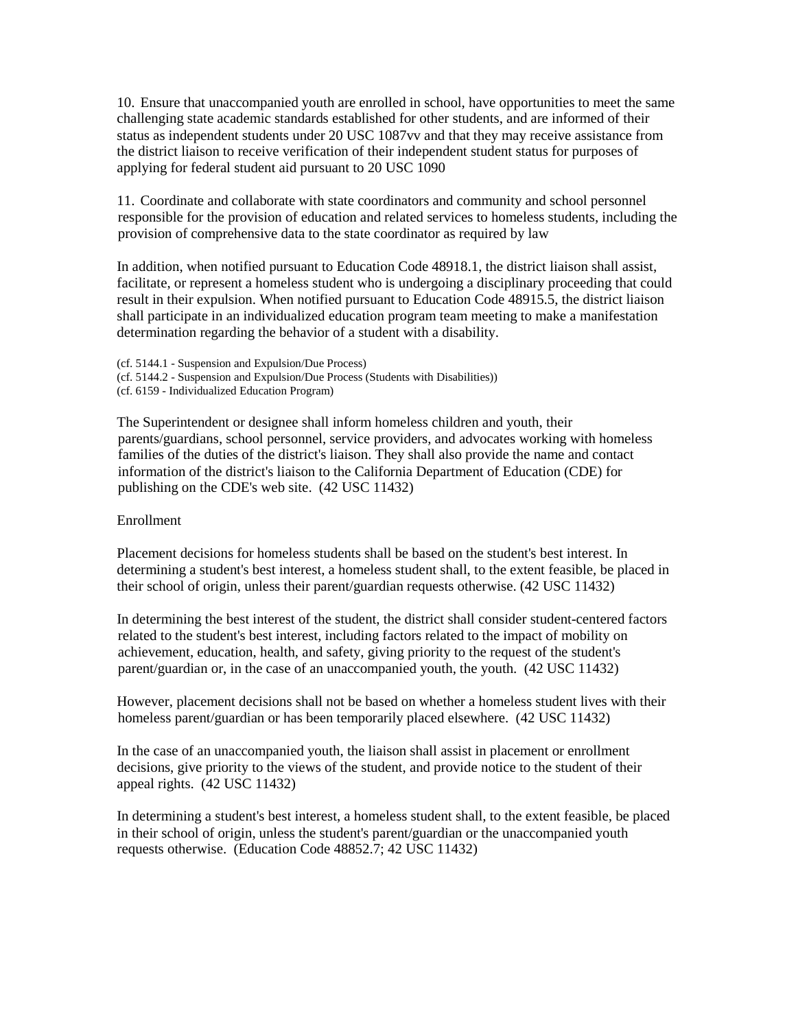10. Ensure that unaccompanied youth are enrolled in school, have opportunities to meet the same challenging state academic standards established for other students, and are informed of their status as independent students under 20 USC 1087vv and that they may receive assistance from the district liaison to receive verification of their independent student status for purposes of applying for federal student aid pursuant to 20 USC 1090

11. Coordinate and collaborate with state coordinators and community and school personnel responsible for the provision of education and related services to homeless students, including the provision of comprehensive data to the state coordinator as required by law

In addition, when notified pursuant to Education Code 48918.1, the district liaison shall assist, facilitate, or represent a homeless student who is undergoing a disciplinary proceeding that could result in their expulsion. When notified pursuant to Education Code 48915.5, the district liaison shall participate in an individualized education program team meeting to make a manifestation determination regarding the behavior of a student with a disability.

(cf. 5144.1 - Suspension and Expulsion/Due Process)
(cf. 5144.2 - Suspension and Expulsion/Due Process (Students with Disabilities))
(cf. 6159 - Individualized Education Program)

The Superintendent or designee shall inform homeless children and youth, their parents/guardians, school personnel, service providers, and advocates working with homeless families of the duties of the district's liaison. They shall also provide the name and contact information of the district's liaison to the California Department of Education (CDE) for publishing on the CDE's web site. (42 USC 11432)

## Enrollment

Placement decisions for homeless students shall be based on the student's best interest. In determining a student's best interest, a homeless student shall, to the extent feasible, be placed in their school of origin, unless their parent/guardian requests otherwise. (42 USC 11432)

In determining the best interest of the student, the district shall consider student-centered factors related to the student's best interest, including factors related to the impact of mobility on achievement, education, health, and safety, giving priority to the request of the student's parent/guardian or, in the case of an unaccompanied youth, the youth. (42 USC 11432)

However, placement decisions shall not be based on whether a homeless student lives with their homeless parent/guardian or has been temporarily placed elsewhere. (42 USC 11432)

In the case of an unaccompanied youth, the liaison shall assist in placement or enrollment decisions, give priority to the views of the student, and provide notice to the student of their appeal rights. (42 USC 11432)

In determining a student's best interest, a homeless student shall, to the extent feasible, be placed in their school of origin, unless the student's parent/guardian or the unaccompanied youth requests otherwise. (Education Code 48852.7; 42 USC 11432)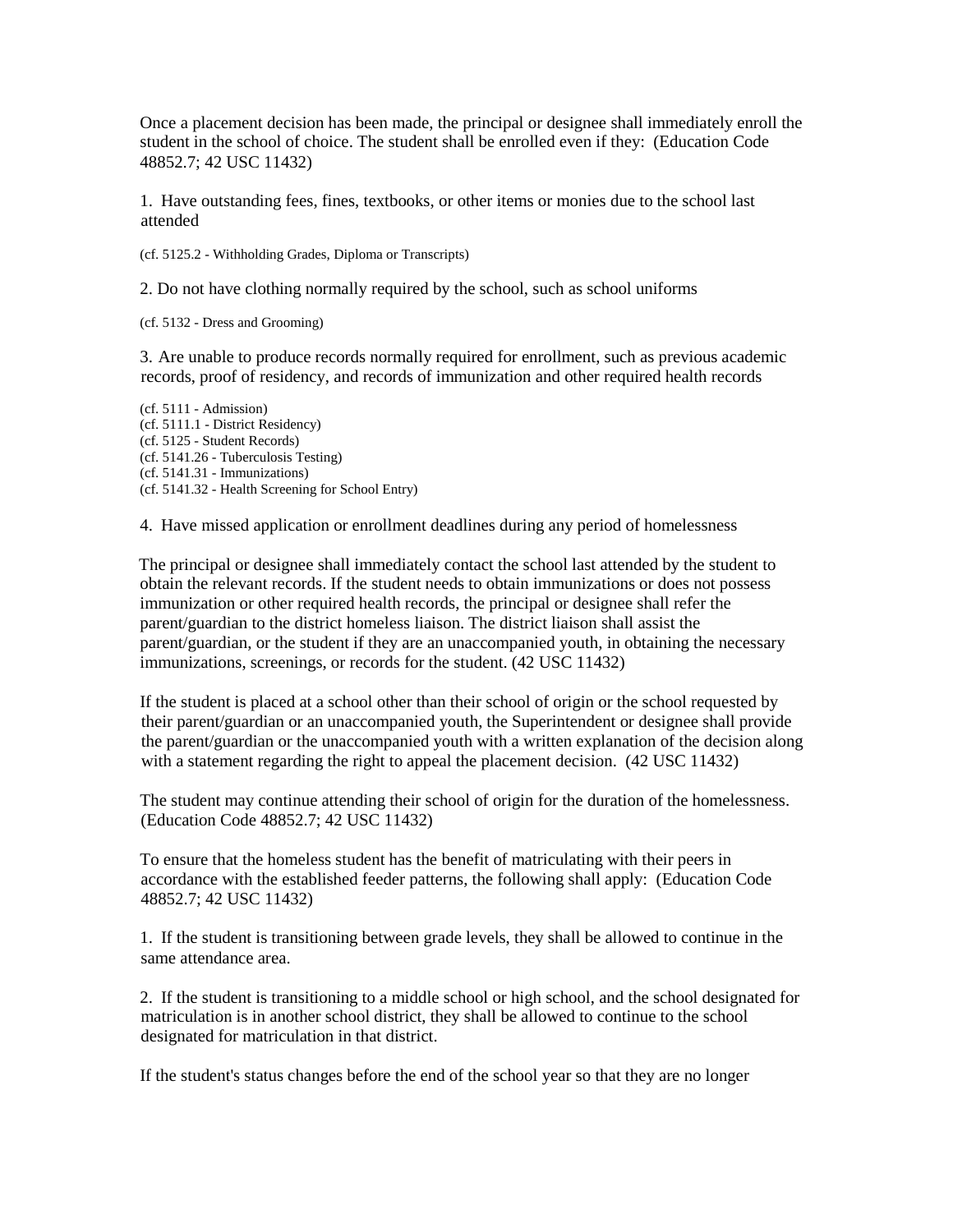Once a placement decision has been made, the principal or designee shall immediately enroll the student in the school of choice. The student shall be enrolled even if they: (Education Code 48852.7; 42 USC 11432)

1. Have outstanding fees, fines, textbooks, or other items or monies due to the school last attended

(cf. 5125.2 - Withholding Grades, Diploma or Transcripts)

2. Do not have clothing normally required by the school, such as school uniforms

(cf. 5132 - Dress and Grooming)

3. Are unable to produce records normally required for enrollment, such as previous academic records, proof of residency, and records of immunization and other required health records

(cf. 5111 - Admission)
(cf. 5111.1 - District Residency)
(cf. 5125 - Student Records)
(cf. 5141.26 - Tuberculosis Testing)
(cf. 5141.31 - Immunizations)
(cf. 5141.32 - Health Screening for School Entry)

4. Have missed application or enrollment deadlines during any period of homelessness

The principal or designee shall immediately contact the school last attended by the student to obtain the relevant records. If the student needs to obtain immunizations or does not possess immunization or other required health records, the principal or designee shall refer the parent/guardian to the district homeless liaison. The district liaison shall assist the parent/guardian, or the student if they are an unaccompanied youth, in obtaining the necessary immunizations, screenings, or records for the student. (42 USC 11432)

If the student is placed at a school other than their school of origin or the school requested by their parent/guardian or an unaccompanied youth, the Superintendent or designee shall provide the parent/guardian or the unaccompanied youth with a written explanation of the decision along with a statement regarding the right to appeal the placement decision. (42 USC 11432)

The student may continue attending their school of origin for the duration of the homelessness. (Education Code 48852.7; 42 USC 11432)

To ensure that the homeless student has the benefit of matriculating with their peers in accordance with the established feeder patterns, the following shall apply: (Education Code 48852.7; 42 USC 11432)

1. If the student is transitioning between grade levels, they shall be allowed to continue in the same attendance area.

2. If the student is transitioning to a middle school or high school, and the school designated for matriculation is in another school district, they shall be allowed to continue to the school designated for matriculation in that district.

If the student's status changes before the end of the school year so that they are no longer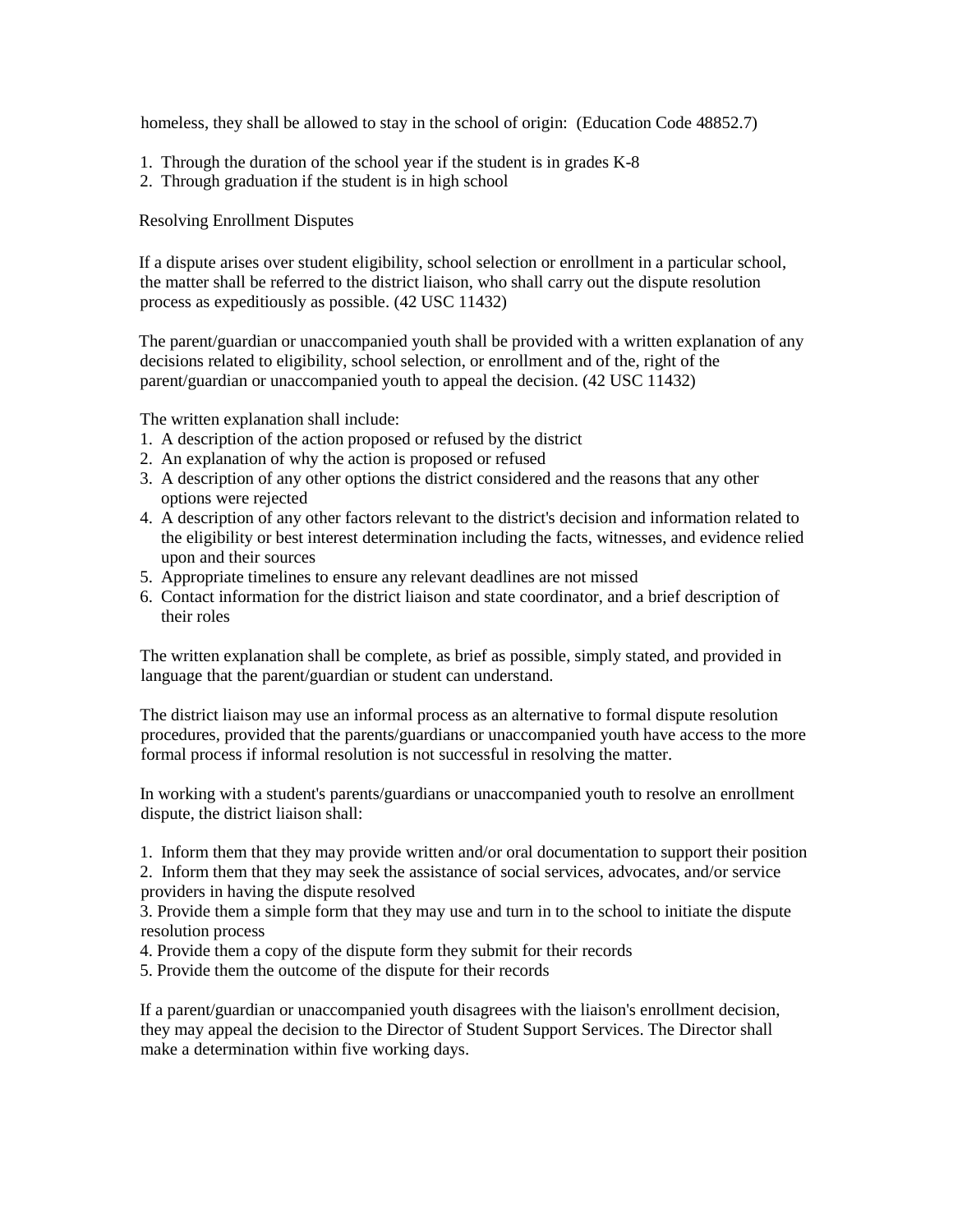homeless, they shall be allowed to stay in the school of origin: (Education Code 48852.7)

1. Through the duration of the school year if the student is in grades K-8
2. Through graduation if the student is in high school

## Resolving Enrollment Disputes

If a dispute arises over student eligibility, school selection or enrollment in a particular school, the matter shall be referred to the district liaison, who shall carry out the dispute resolution process as expeditiously as possible. (42 USC 11432)

The parent/guardian or unaccompanied youth shall be provided with a written explanation of any decisions related to eligibility, school selection, or enrollment and of the, right of the parent/guardian or unaccompanied youth to appeal the decision. (42 USC 11432)

The written explanation shall include:

1. A description of the action proposed or refused by the district
2. An explanation of why the action is proposed or refused
3. A description of any other options the district considered and the reasons that any other options were rejected
4. A description of any other factors relevant to the district's decision and information related to the eligibility or best interest determination including the facts, witnesses, and evidence relied upon and their sources
5. Appropriate timelines to ensure any relevant deadlines are not missed
6. Contact information for the district liaison and state coordinator, and a brief description of their roles

The written explanation shall be complete, as brief as possible, simply stated, and provided in language that the parent/guardian or student can understand.

The district liaison may use an informal process as an alternative to formal dispute resolution procedures, provided that the parents/guardians or unaccompanied youth have access to the more formal process if informal resolution is not successful in resolving the matter.

In working with a student's parents/guardians or unaccompanied youth to resolve an enrollment dispute, the district liaison shall:

1. Inform them that they may provide written and/or oral documentation to support their position
2. Inform them that they may seek the assistance of social services, advocates, and/or service providers in having the dispute resolved
3. Provide them a simple form that they may use and turn in to the school to initiate the dispute resolution process
4. Provide them a copy of the dispute form they submit for their records
5. Provide them the outcome of the dispute for their records

If a parent/guardian or unaccompanied youth disagrees with the liaison's enrollment decision, they may appeal the decision to the Director of Student Support Services. The Director shall make a determination within five working days.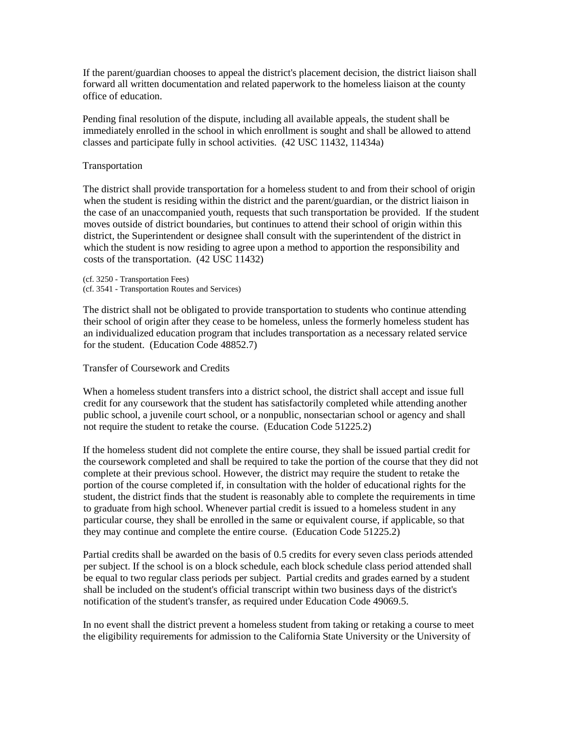If the parent/guardian chooses to appeal the district's placement decision, the district liaison shall forward all written documentation and related paperwork to the homeless liaison at the county office of education.

Pending final resolution of the dispute, including all available appeals, the student shall be immediately enrolled in the school in which enrollment is sought and shall be allowed to attend classes and participate fully in school activities. (42 USC 11432, 11434a)

## Transportation

The district shall provide transportation for a homeless student to and from their school of origin when the student is residing within the district and the parent/guardian, or the district liaison in the case of an unaccompanied youth, requests that such transportation be provided. If the student moves outside of district boundaries, but continues to attend their school of origin within this district, the Superintendent or designee shall consult with the superintendent of the district in which the student is now residing to agree upon a method to apportion the responsibility and costs of the transportation. (42 USC 11432)

(cf. 3250 - Transportation Fees)
(cf. 3541 - Transportation Routes and Services)

The district shall not be obligated to provide transportation to students who continue attending their school of origin after they cease to be homeless, unless the formerly homeless student has an individualized education program that includes transportation as a necessary related service for the student. (Education Code 48852.7)

## Transfer of Coursework and Credits

When a homeless student transfers into a district school, the district shall accept and issue full credit for any coursework that the student has satisfactorily completed while attending another public school, a juvenile court school, or a nonpublic, nonsectarian school or agency and shall not require the student to retake the course. (Education Code 51225.2)

If the homeless student did not complete the entire course, they shall be issued partial credit for the coursework completed and shall be required to take the portion of the course that they did not complete at their previous school. However, the district may require the student to retake the portion of the course completed if, in consultation with the holder of educational rights for the student, the district finds that the student is reasonably able to complete the requirements in time to graduate from high school. Whenever partial credit is issued to a homeless student in any particular course, they shall be enrolled in the same or equivalent course, if applicable, so that they may continue and complete the entire course. (Education Code 51225.2)

Partial credits shall be awarded on the basis of 0.5 credits for every seven class periods attended per subject. If the school is on a block schedule, each block schedule class period attended shall be equal to two regular class periods per subject. Partial credits and grades earned by a student shall be included on the student's official transcript within two business days of the district's notification of the student's transfer, as required under Education Code 49069.5.

In no event shall the district prevent a homeless student from taking or retaking a course to meet the eligibility requirements for admission to the California State University or the University of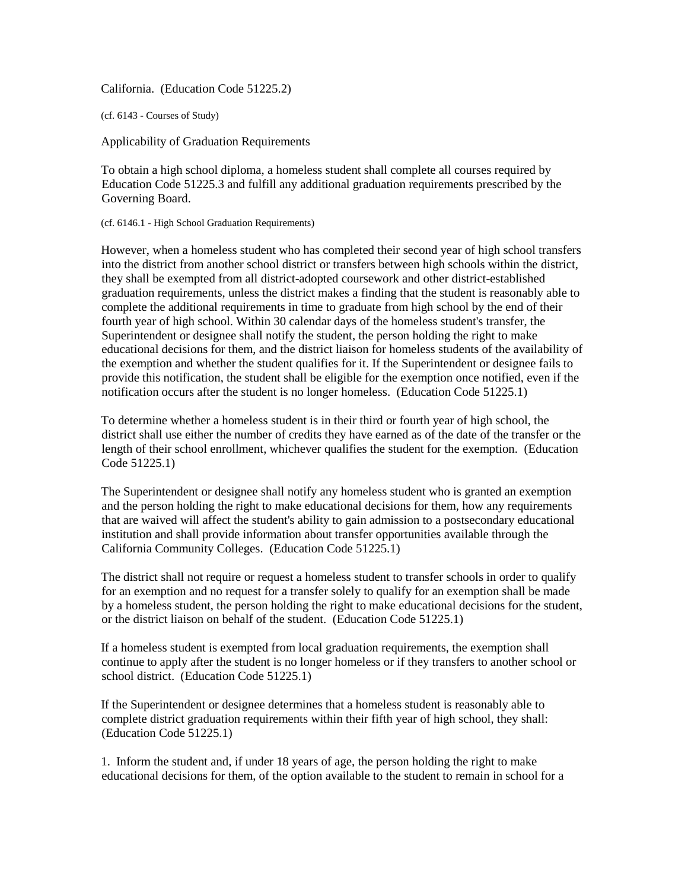California. (Education Code 51225.2)

(cf. 6143 - Courses of Study)

Applicability of Graduation Requirements

To obtain a high school diploma, a homeless student shall complete all courses required by Education Code 51225.3 and fulfill any additional graduation requirements prescribed by the Governing Board.

(cf. 6146.1 - High School Graduation Requirements)

However, when a homeless student who has completed their second year of high school transfers into the district from another school district or transfers between high schools within the district, they shall be exempted from all district-adopted coursework and other district-established graduation requirements, unless the district makes a finding that the student is reasonably able to complete the additional requirements in time to graduate from high school by the end of their fourth year of high school. Within 30 calendar days of the homeless student's transfer, the Superintendent or designee shall notify the student, the person holding the right to make educational decisions for them, and the district liaison for homeless students of the availability of the exemption and whether the student qualifies for it. If the Superintendent or designee fails to provide this notification, the student shall be eligible for the exemption once notified, even if the notification occurs after the student is no longer homeless. (Education Code 51225.1)

To determine whether a homeless student is in their third or fourth year of high school, the district shall use either the number of credits they have earned as of the date of the transfer or the length of their school enrollment, whichever qualifies the student for the exemption. (Education Code 51225.1)

The Superintendent or designee shall notify any homeless student who is granted an exemption and the person holding the right to make educational decisions for them, how any requirements that are waived will affect the student's ability to gain admission to a postsecondary educational institution and shall provide information about transfer opportunities available through the California Community Colleges. (Education Code 51225.1)

The district shall not require or request a homeless student to transfer schools in order to qualify for an exemption and no request for a transfer solely to qualify for an exemption shall be made by a homeless student, the person holding the right to make educational decisions for the student, or the district liaison on behalf of the student. (Education Code 51225.1)

If a homeless student is exempted from local graduation requirements, the exemption shall continue to apply after the student is no longer homeless or if they transfers to another school or school district. (Education Code 51225.1)

If the Superintendent or designee determines that a homeless student is reasonably able to complete district graduation requirements within their fifth year of high school, they shall: (Education Code 51225.1)

1. Inform the student and, if under 18 years of age, the person holding the right to make educational decisions for them, of the option available to the student to remain in school for a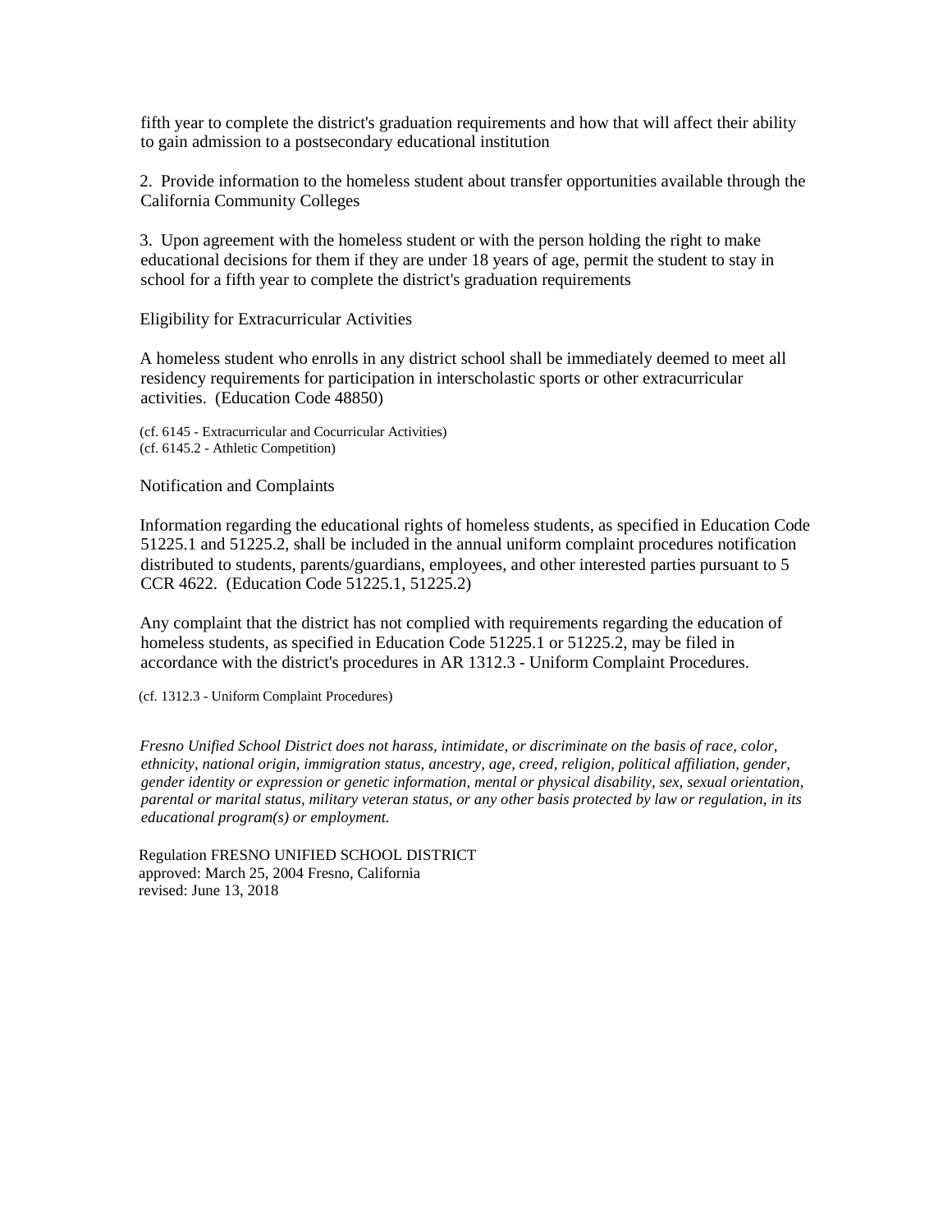fifth year to complete the district's graduation requirements and how that will affect their ability to gain admission to a postsecondary educational institution

2. Provide information to the homeless student about transfer opportunities available through the California Community Colleges

3. Upon agreement with the homeless student or with the person holding the right to make educational decisions for them if they are under 18 years of age, permit the student to stay in school for a fifth year to complete the district's graduation requirements

Eligibility for Extracurricular Activities

A homeless student who enrolls in any district school shall be immediately deemed to meet all residency requirements for participation in interscholastic sports or other extracurricular activities. (Education Code 48850)

(cf. 6145 - Extracurricular and Cocurricular Activities)
(cf. 6145.2 - Athletic Competition)

Notification and Complaints

Information regarding the educational rights of homeless students, as specified in Education Code 51225.1 and 51225.2, shall be included in the annual uniform complaint procedures notification distributed to students, parents/guardians, employees, and other interested parties pursuant to 5 CCR 4622. (Education Code 51225.1, 51225.2)

Any complaint that the district has not complied with requirements regarding the education of homeless students, as specified in Education Code 51225.1 or 51225.2, may be filed in accordance with the district's procedures in AR 1312.3 - Uniform Complaint Procedures.

(cf. 1312.3 - Uniform Complaint Procedures)

*Fresno Unified School District does not harass, intimidate, or discriminate on the basis of race, color, ethnicity, national origin, immigration status, ancestry, age, creed, religion, political affiliation, gender, gender identity or expression or genetic information, mental or physical disability, sex, sexual orientation, parental or marital status, military veteran status, or any other basis protected by law or regulation, in its educational program(s) or employment.*

Regulation FRESNO UNIFIED SCHOOL DISTRICT
approved: March 25, 2004 Fresno, California
revised: June 13, 2018